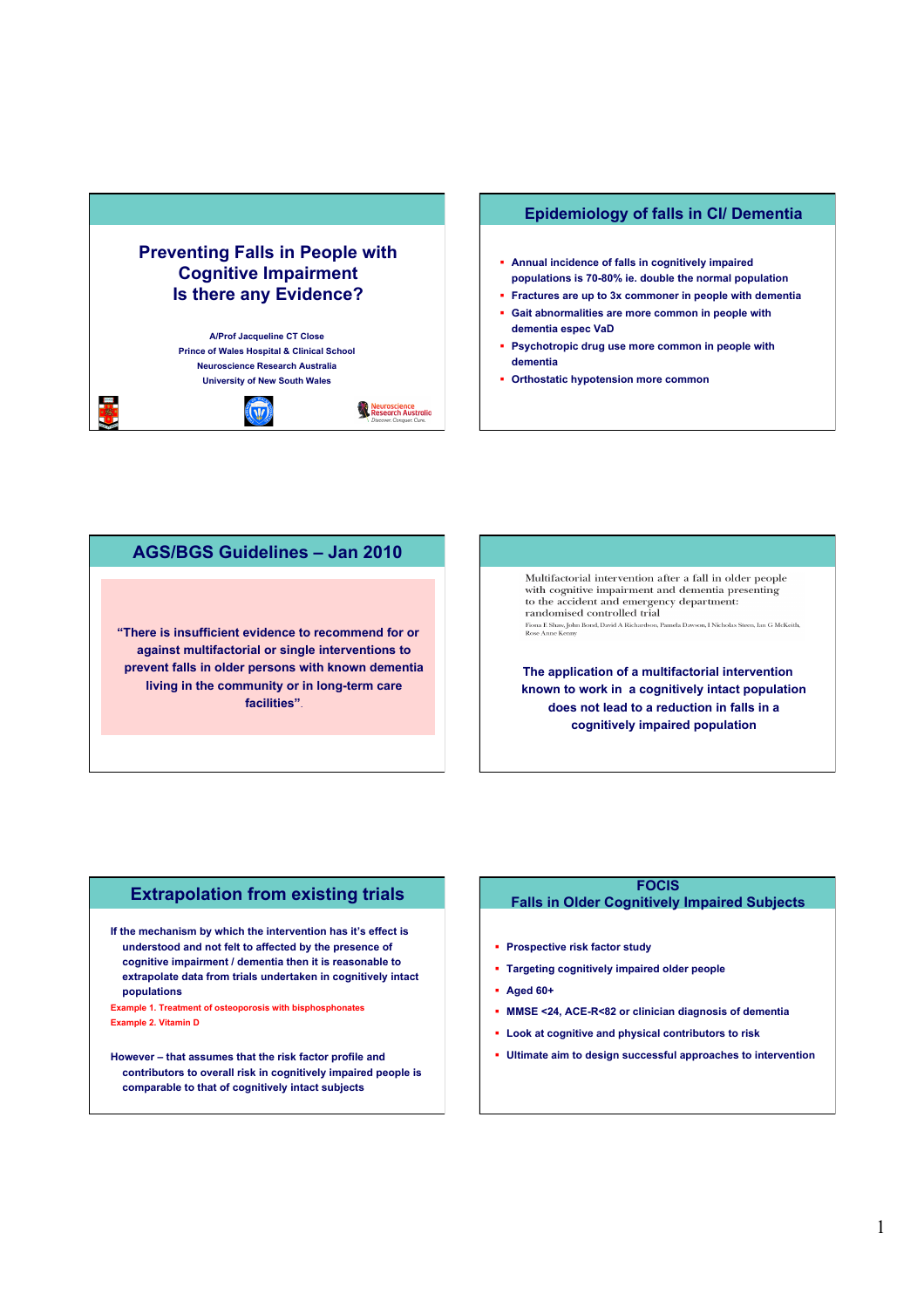# Preventing Falls in People with Cognitive Impairment Is there any Evidence?

A/Prof Jacqueline CT Close
Prince of Wales Hospital & Clinical School
Neuroscience Research Australia
University of New South Wales

## Epidemiology of falls in CI/ Dementia

- Annual incidence of falls in cognitively impaired populations is 70-80% ie. double the normal population
- Fractures are up to 3x commoner in people with dementia
- Gait abnormalities are more common in people with dementia espec VaD
- Psychotropic drug use more common in people with dementia
- Orthostatic hypotension more common

## AGS/BGS Guidelines – Jan 2010

**"There is insufficient evidence to recommend for or against multifactorial or single interventions to prevent falls in older persons with known dementia living in the community or in long-term care facilities".**

---

Multifactorial intervention after a fall in older people with cognitive impairment and dementia presenting to the accident and emergency department: randomised controlled trial

Fiona E Shaw, John Bond, David A Richardson, Pamela Dawson, I Nicholas Steen, Ian G McKeith, Rose Anne Kenny

**The application of a multifactorial intervention known to work in a cognitively intact population does not lead to a reduction in falls in a cognitively impaired population**

## Extrapolation from existing trials

If the mechanism by which the intervention has it's effect is understood and not felt to affected by the presence of cognitive impairment / dementia then it is reasonable to extrapolate data from trials undertaken in cognitively intact populations

Example 1. Treatment of osteoporosis with bisphosphonates
Example 2. Vitamin D

However – that assumes that the risk factor profile and contributors to overall risk in cognitively impaired people is comparable to that of cognitively intact subjects

## FOCIS Falls in Older Cognitively Impaired Subjects

- Prospective risk factor study
- Targeting cognitively impaired older people
- Aged 60+
- MMSE <24, ACE-R<82 or clinician diagnosis of dementia
- Look at cognitive and physical contributors to risk
- Ultimate aim to design successful approaches to intervention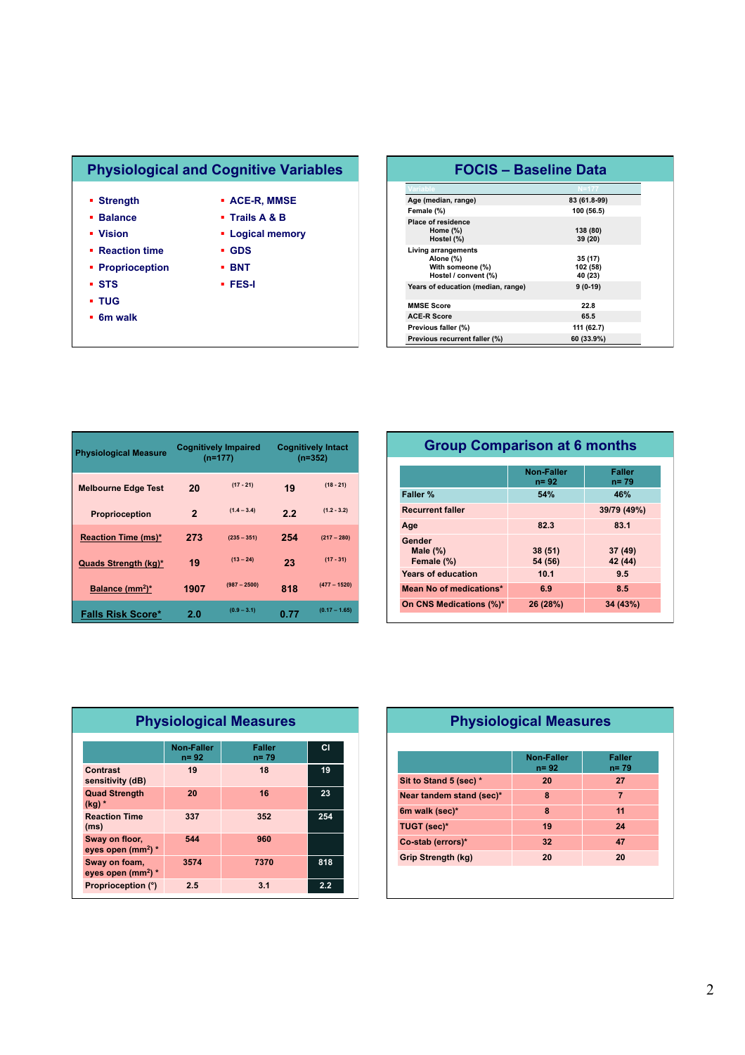## Physiological and Cognitive Variables

- Strength
- Balance
- Vision
- Reaction time
- Proprioception
- STS
- TUG
- 6m walk

- ACE-R, MMSE
- Trails A & B
- Logical memory
- GDS
- BNT
- FES-I

## FOCIS – Baseline Data

| Variable | N=177 |
|---|---|
| Age (median, range) | 83 (61.8-99) |
| Female (%) | 100 (56.5) |
| Place of residence | |
| Home (%) | 138 (80) |
| Hostel (%) | 39 (20) |
| Living arrangements | |
| Alone (%) | 35 (17) |
| With someone (%) | 102 (58) |
| Hostel / convent (%) | 40 (23) |
| Years of education (median, range) | 9 (0-19) |
| MMSE Score | 22.8 |
| ACE-R Score | 65.5 |
| Previous faller (%) | 111 (62.7) |
| Previous recurrent faller (%) | 60 (33.9%) |

| Physiological Measure | Cognitively Impaired (n=177) | | Cognitively Intact (n=352) | |
|---|---|---|---|---|
| Melbourne Edge Test | 20 | (17 - 21) | 19 | (18 - 21) |
| Proprioception | 2 | (1.4 – 3.4) | 2.2 | (1.2 - 3.2) |
| Reaction Time (ms)* | 273 | (235 – 351) | 254 | (217 – 280) |
| Quads Strength (kg)* | 19 | (13 – 24) | 23 | (17 - 31) |
| Balance ($mm^2$)* | 1907 | (987 – 2500) | 818 | (477 – 1520) |
| Falls Risk Score* | 2.0 | (0.9 – 3.1) | 0.77 | (0.17 – 1.65) |

## Group Comparison at 6 months

| | Non-Faller n= 92 | Faller n= 79 |
|---|---|---|
| Faller % | 54% | 46% |
| Recurrent faller | | 39/79 (49%) |
| Age | 82.3 | 83.1 |
| Gender | | |
| Male (%) | 38 (51) | 37 (49) |
| Female (%) | 54 (56) | 42 (44) |
| Years of education | 10.1 | 9.5 |
| Mean No of medications* | 6.9 | 8.5 |
| On CNS Medications (%)* | 26 (28%) | 34 (43%) |

## Physiological Measures

| | Non-Faller n= 92 | Faller n= 79 | CI |
|---|---|---|---|
| Contrast sensitivity (dB) | 19 | 18 | 19 |
| Quad Strength (kg) * | 20 | 16 | 23 |
| Reaction Time (ms) | 337 | 352 | 254 |
| Sway on floor, eyes open ($mm^2$) * | 544 | 960 | |
| Sway on foam, eyes open ($mm^2$) * | 3574 | 7370 | 818 |
| Proprioception (°) | 2.5 | 3.1 | 2.2 |

## Physiological Measures

| | Non-Faller n= 92 | Faller n= 79 |
|---|---|---|
| Sit to Stand 5 (sec) * | 20 | 27 |
| Near tandem stand (sec)* | 8 | 7 |
| 6m walk (sec)* | 8 | 11 |
| TUGT (sec)* | 19 | 24 |
| Co-stab (errors)* | 32 | 47 |
| Grip Strength (kg) | 20 | 20 |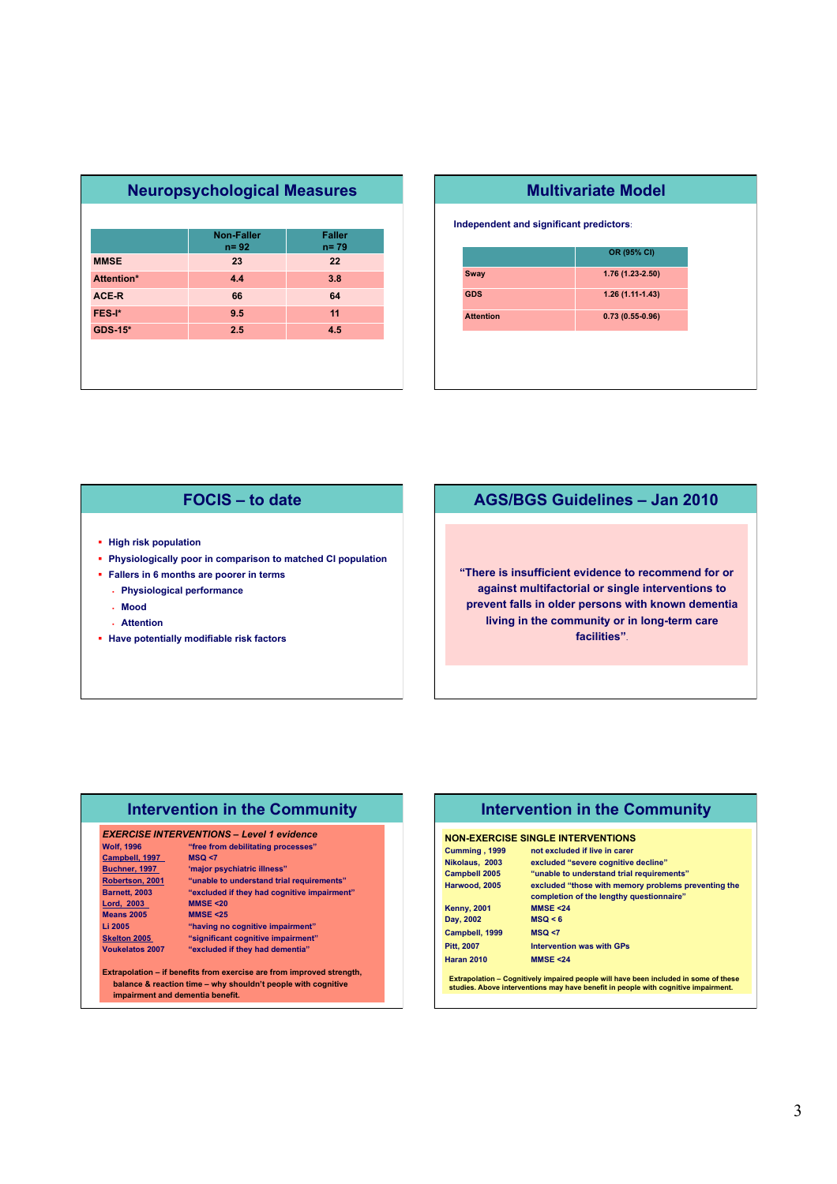## Neuropsychological Measures

| | Non-Faller n= 92 | Faller n= 79 |
|---|---|---|
| MMSE | 23 | 22 |
| Attention* | 4.4 | 3.8 |
| ACE-R | 66 | 64 |
| FES-I* | 9.5 | 11 |
| GDS-15* | 2.5 | 4.5 |

## Multivariate Model

**Independent and significant predictors**:

| | OR (95% CI) |
|---|---|
| Sway | 1.76 (1.23-2.50) |
| GDS | 1.26 (1.11-1.43) |
| Attention | 0.73 (0.55-0.96) |

## FOCIS – to date

- High risk population
- Physiologically poor in comparison to matched CI population
- Fallers in 6 months are poorer in terms
  - Physiological performance
  - Mood
  - Attention
- Have potentially modifiable risk factors

## AGS/BGS Guidelines – Jan 2010

"There is insufficient evidence to recommend for or against multifactorial or single interventions to prevent falls in older persons with known dementia living in the community or in long-term care facilities".

## Intervention in the Community

***EXERCISE INTERVENTIONS – Level 1 evidence***

| | |
|---|---|
| Wolf, 1996 | "free from debilitating processes" |
| Campbell, 1997 | MSQ <7 |
| Buchner, 1997 | 'major psychiatric illness" |
| Robertson, 2001 | "unable to understand trial requirements" |
| Barnett, 2003 | "excluded if they had cognitive impairment" |
| Lord, 2003 | MMSE <20 |
| Means 2005 | MMSE <25 |
| Li 2005 | "having no cognitive impairment" |
| Skelton 2005 | "significant cognitive impairment" |
| Voukelatos 2007 | "excluded if they had dementia" |

Extrapolation – if benefits from exercise are from improved strength, balance & reaction time – why shouldn't people with cognitive impairment and dementia benefit.

## Intervention in the Community

**NON-EXERCISE SINGLE INTERVENTIONS**

| | |
|---|---|
| Cumming , 1999 | not excluded if live in carer |
| Nikolaus, 2003 | excluded "severe cognitive decline" |
| Campbell 2005 | "unable to understand trial requirements" |
| Harwood, 2005 | excluded "those with memory problems preventing the completion of the lengthy questionnaire" |
| Kenny, 2001 | MMSE <24 |
| Day, 2002 | MSQ < 6 |
| Campbell, 1999 | MSQ <7 |
| Pitt, 2007 | Intervention was with GPs |
| Haran 2010 | MMSE <24 |

Extrapolation – Cognitively impaired people will have been included in some of these studies. Above interventions may have benefit in people with cognitive impairment.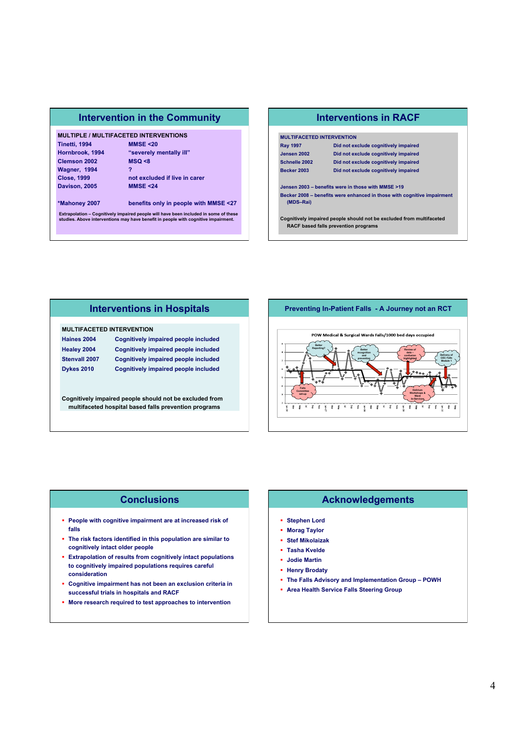## Intervention in the Community

**MULTIPLE / MULTIFACETED INTERVENTIONS**

| | |
|---|---|
| Tinetti, 1994 | MMSE <20 |
| Hornbrook, 1994 | "severely mentally ill" |
| Clemson 2002 | MSQ <8 |
| Wagner, 1994 | ? |
| Close, 1999 | not excluded if live in carer |
| Davison, 2005 | MMSE <24 |
| *Mahoney 2007 | benefits only in people with MMSE <27 |

Extrapolation – Cognitively impaired people will have been included in some of these studies. Above interventions may have benefit in people with cognitive impairment.

## Interventions in RACF

**MULTIFACETED INTERVENTION**

| | |
|---|---|
| Ray 1997 | Did not exclude cognitively impaired |
| Jensen 2002 | Did not exclude cognitively impaired |
| Schnelle 2002 | Did not exclude cognitively impaired |
| Becker 2003 | Did not exclude cognitively impaired |

Jensen 2003 – benefits were in those with MMSE >19

Becker 2008 – benefits were enhanced in those with cognitive impairment (MDS–Rai)

Cognitively impaired people should not be excluded from multifaceted RACF based falls prevention programs

## Interventions in Hospitals

**MULTIFACETED INTERVENTION**

| | |
|---|---|
| Haines 2004 | Cognitively impaired people included |
| Healey 2004 | Cognitively impaired people included |
| Stenvall 2007 | Cognitively impaired people included |
| Dykes 2010 | Cognitively impaired people included |

Cognitively impaired people should not be excluded from multifaceted hospital based falls prevention programs

## Preventing In-Patient Falls - A Journey not an RCT

POW Medical & Surgical Wards Falls/1000 bed days occupied

Falls Committee set-up

Better Reporting?

Better recognition and prevention

Review of data – confusion highlighted

Delirium Workshops & Ward In-Services

Delivery of CEC Falls Module 1

## Conclusions

- People with cognitive impairment are at increased risk of falls
- The risk factors identified in this population are similar to cognitively intact older people
- Extrapolation of results from cognitively intact populations to cognitively impaired populations requires careful consideration
- Cognitive impairment has not been an exclusion criteria in successful trials in hospitals and RACF
- More research required to test approaches to intervention

## Acknowledgements

- Stephen Lord
- Morag Taylor
- Stef Mikolaizak
- Tasha Kvelde
- Jodie Martin
- Henry Brodaty
- The Falls Advisory and Implementation Group – POWH
- Area Health Service Falls Steering Group